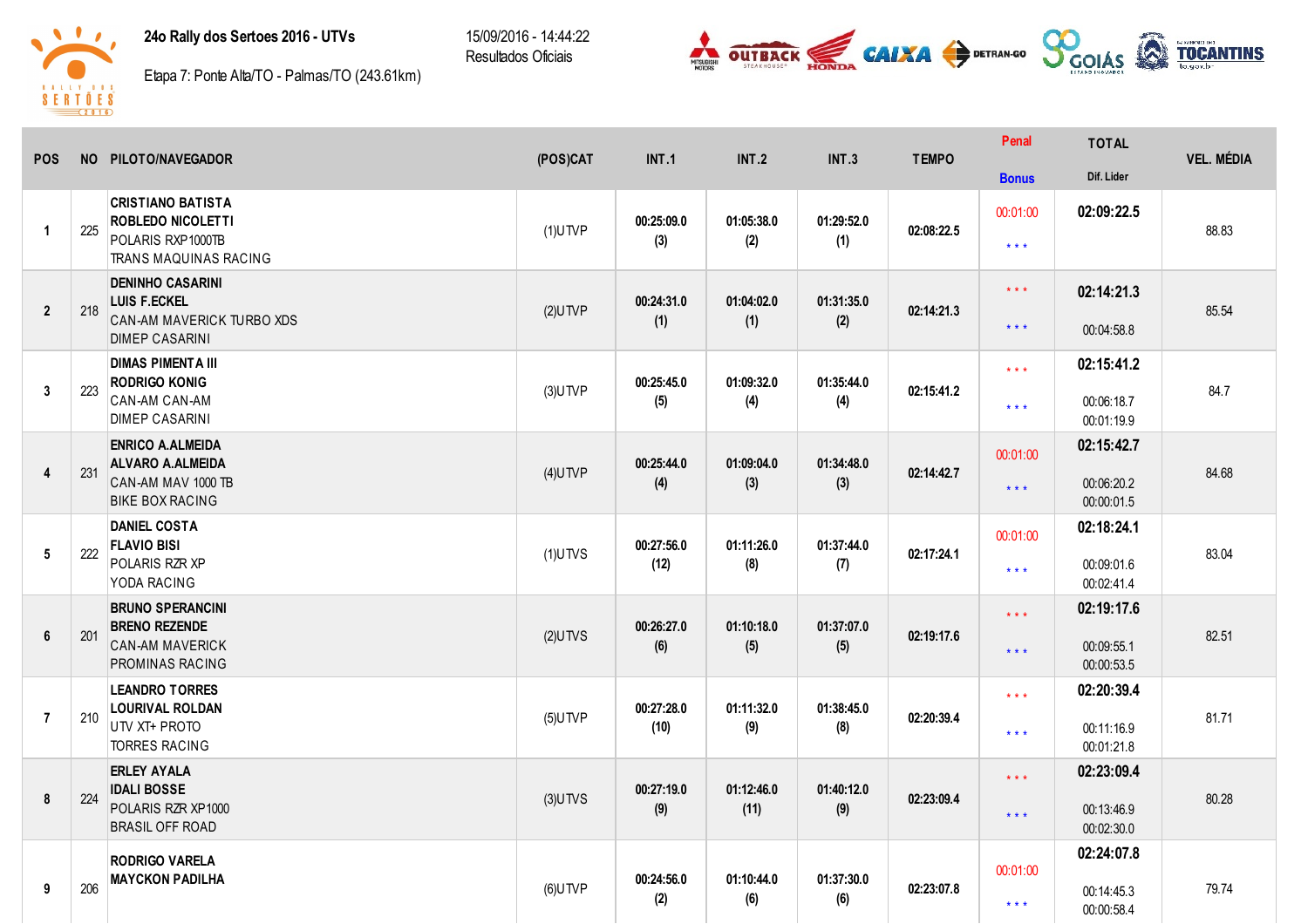# 24o Rally dos Sertoes 2016 - UTVs

Etapa 7: Ponte Alta/TO - Palmas/TO (243.61km)

15/09/2016 - 14:44:22
Resultados Oficiais

| POS | NO | PILOTO/NAVEGADOR | (POS)CAT | INT.1 | INT.2 | INT.3 | TEMPO | Penal / Bonus | TOTAL / Dif. Lider | VEL. MÉDIA |
|---|---|---|---|---|---|---|---|---|---|---|
| 1 | 225 | **CRISTIANO BATISTA**<br>**ROBLEDO NICOLETTI**<br>POLARIS RXP1000TB<br>TRANS MAQUINAS RACING | (1)UTVP | 00:25:09.0<br>(3) | 01:05:38.0<br>(2) | 01:29:52.0<br>(1) | 02:08:22.5 | 00:01:00<br>* * * | **02:09:22.5** | 88.83 |
| 2 | 218 | **DENINHO CASARINI**<br>**LUIS F.ECKEL**<br>CAN-AM MAVERICK TURBO XDS<br>DIMEP CASARINI | (2)UTVP | 00:24:31.0<br>(1) | 01:04:02.0<br>(1) | 01:31:35.0<br>(2) | 02:14:21.3 | * * *<br>* * * | **02:14:21.3**<br>00:04:58.8 | 85.54 |
| 3 | 223 | **DIMAS PIMENTA III**<br>**RODRIGO KONIG**<br>CAN-AM CAN-AM<br>DIMEP CASARINI | (3)UTVP | 00:25:45.0<br>(5) | 01:09:32.0<br>(4) | 01:35:44.0<br>(4) | 02:15:41.2 | * * *<br>* * * | **02:15:41.2**<br>00:06:18.7<br>00:01:19.9 | 84.7 |
| 4 | 231 | **ENRICO A.ALMEIDA**<br>**ALVARO A.ALMEIDA**<br>CAN-AM MAV 1000 TB<br>BIKE BOX RACING | (4)UTVP | 00:25:44.0<br>(4) | 01:09:04.0<br>(3) | 01:34:48.0<br>(3) | 02:14:42.7 | 00:01:00<br>* * * | **02:15:42.7**<br>00:06:20.2<br>00:00:01.5 | 84.68 |
| 5 | 222 | **DANIEL COSTA**<br>**FLAVIO BISI**<br>POLARIS RZR XP<br>YODA RACING | (1)UTVS | 00:27:56.0<br>(12) | 01:11:26.0<br>(8) | 01:37:44.0<br>(7) | 02:17:24.1 | 00:01:00<br>* * * | **02:18:24.1**<br>00:09:01.6<br>00:02:41.4 | 83.04 |
| 6 | 201 | **BRUNO SPERANCINI**<br>**BRENO REZENDE**<br>CAN-AM MAVERICK<br>PROMINAS RACING | (2)UTVS | 00:26:27.0<br>(6) | 01:10:18.0<br>(5) | 01:37:07.0<br>(5) | 02:19:17.6 | * * *<br>* * * | **02:19:17.6**<br>00:09:55.1<br>00:00:53.5 | 82.51 |
| 7 | 210 | **LEANDRO TORRES**<br>**LOURIVAL ROLDAN**<br>UTV XT+ PROTO<br>TORRES RACING | (5)UTVP | 00:27:28.0<br>(10) | 01:11:32.0<br>(9) | 01:38:45.0<br>(8) | 02:20:39.4 | * * *<br>* * * | **02:20:39.4**<br>00:11:16.9<br>00:01:21.8 | 81.71 |
| 8 | 224 | **ERLEY AYALA**<br>**IDALI BOSSE**<br>POLARIS RZR XP1000<br>BRASIL OFF ROAD | (3)UTVS | 00:27:19.0<br>(9) | 01:12:46.0<br>(11) | 01:40:12.0<br>(9) | 02:23:09.4 | * * *<br>* * * | **02:23:09.4**<br>00:13:46.9<br>00:02:30.0 | 80.28 |
| 9 | 206 | **RODRIGO VARELA**<br>**MAYCKON PADILHA** | (6)UTVP | 00:24:56.0<br>(2) | 01:10:44.0<br>(6) | 01:37:30.0<br>(6) | 02:23:07.8 | 00:01:00<br>* * * | **02:24:07.8**<br>00:14:45.3<br>00:00:58.4 | 79.74 |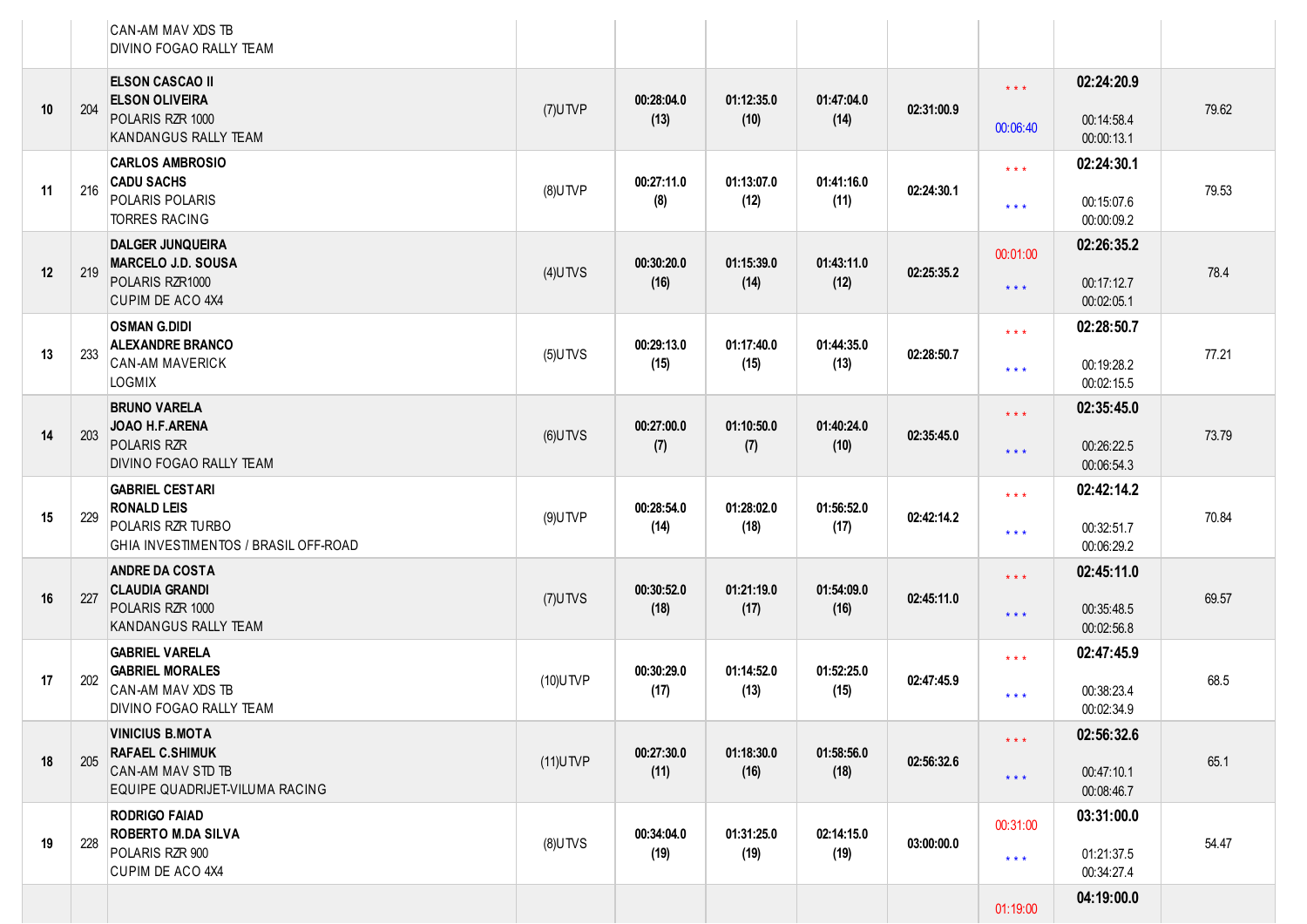| | | | | | | | | | | |
|---|---|---|---|---|---|---|---|---|---|---|
| | | CAN-AM MAV XDS TB<br>DIVINO FOGAO RALLY TEAM | | | | | | | | |
| 10 | 204 | **ELSON CASCAO II**<br>**ELSON OLIVEIRA**<br>POLARIS RZR 1000<br>KANDANGUS RALLY TEAM | (7)UTVP | **00:28:04.0**<br>**(13)** | **01:12:35.0**<br>**(10)** | **01:47:04.0**<br>**(14)** | **02:31:00.9** | * * *<br>00:06:40 | **02:24:20.9**<br>00:14:58.4<br>00:00:13.1 | 79.62 |
| 11 | 216 | **CARLOS AMBROSIO**<br>**CADU SACHS**<br>POLARIS POLARIS<br>TORRES RACING | (8)UTVP | **00:27:11.0**<br>**(8)** | **01:13:07.0**<br>**(12)** | **01:41:16.0**<br>**(11)** | **02:24:30.1** | * * *<br>* * * | **02:24:30.1**<br>00:15:07.6<br>00:00:09.2 | 79.53 |
| 12 | 219 | **DALGER JUNQUEIRA**<br>**MARCELO J.D. SOUSA**<br>POLARIS RZR1000<br>CUPIM DE ACO 4X4 | (4)UTVS | **00:30:20.0**<br>**(16)** | **01:15:39.0**<br>**(14)** | **01:43:11.0**<br>**(12)** | **02:25:35.2** | 00:01:00<br>* * * | **02:26:35.2**<br>00:17:12.7<br>00:02:05.1 | 78.4 |
| 13 | 233 | **OSMAN G.DIDI**<br>**ALEXANDRE BRANCO**<br>CAN-AM MAVERICK<br>LOGMIX | (5)UTVS | **00:29:13.0**<br>**(15)** | **01:17:40.0**<br>**(15)** | **01:44:35.0**<br>**(13)** | **02:28:50.7** | * * *<br>* * * | **02:28:50.7**<br>00:19:28.2<br>00:02:15.5 | 77.21 |
| 14 | 203 | **BRUNO VARELA**<br>**JOAO H.F.ARENA**<br>POLARIS RZR<br>DIVINO FOGAO RALLY TEAM | (6)UTVS | **00:27:00.0**<br>**(7)** | **01:10:50.0**<br>**(7)** | **01:40:24.0**<br>**(10)** | **02:35:45.0** | * * *<br>* * * | **02:35:45.0**<br>00:26:22.5<br>00:06:54.3 | 73.79 |
| 15 | 229 | **GABRIEL CESTARI**<br>**RONALD LEIS**<br>POLARIS RZR TURBO<br>GHIA INVESTIMENTOS / BRASIL OFF-ROAD | (9)UTVP | **00:28:54.0**<br>**(14)** | **01:28:02.0**<br>**(18)** | **01:56:52.0**<br>**(17)** | **02:42:14.2** | * * *<br>* * * | **02:42:14.2**<br>00:32:51.7<br>00:06:29.2 | 70.84 |
| 16 | 227 | **ANDRE DA COSTA**<br>**CLAUDIA GRANDI**<br>POLARIS RZR 1000<br>KANDANGUS RALLY TEAM | (7)UTVS | **00:30:52.0**<br>**(18)** | **01:21:19.0**<br>**(17)** | **01:54:09.0**<br>**(16)** | **02:45:11.0** | * * *<br>* * * | **02:45:11.0**<br>00:35:48.5<br>00:02:56.8 | 69.57 |
| 17 | 202 | **GABRIEL VARELA**<br>**GABRIEL MORALES**<br>CAN-AM MAV XDS TB<br>DIVINO FOGAO RALLY TEAM | (10)UTVP | **00:30:29.0**<br>**(17)** | **01:14:52.0**<br>**(13)** | **01:52:25.0**<br>**(15)** | **02:47:45.9** | * * *<br>* * * | **02:47:45.9**<br>00:38:23.4<br>00:02:34.9 | 68.5 |
| 18 | 205 | **VINICIUS B.MOTA**<br>**RAFAEL C.SHIMUK**<br>CAN-AM MAV STD TB<br>EQUIPE QUADRIJET-VILUMA RACING | (11)UTVP | **00:27:30.0**<br>**(11)** | **01:18:30.0**<br>**(16)** | **01:58:56.0**<br>**(18)** | **02:56:32.6** | * * *<br>* * * | **02:56:32.6**<br>00:47:10.1<br>00:08:46.7 | 65.1 |
| 19 | 228 | **RODRIGO FAIAD**<br>**ROBERTO M.DA SILVA**<br>POLARIS RZR 900<br>CUPIM DE ACO 4X4 | (8)UTVS | **00:34:04.0**<br>**(19)** | **01:31:25.0**<br>**(19)** | **02:14:15.0**<br>**(19)** | **03:00:00.0** | 00:31:00<br>* * * | **03:31:00.0**<br>01:21:37.5<br>00:34:27.4 | 54.47 |
| | | | | | | | | 01:19:00 | **04:19:00.0** | |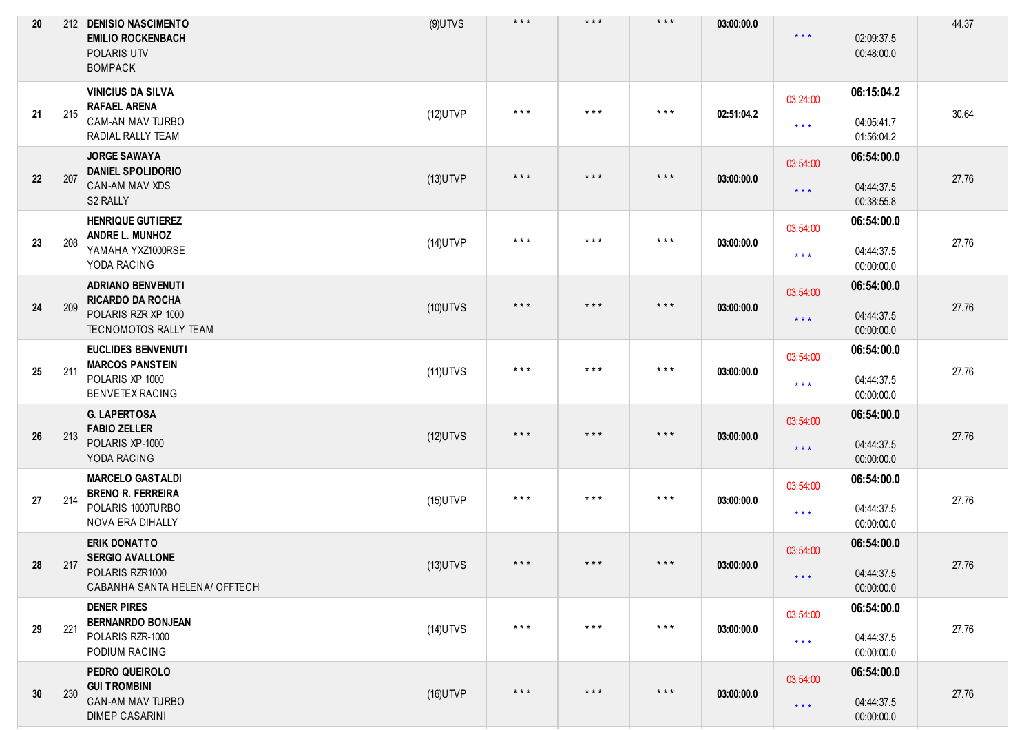| 20 | 212 | **DENISIO NASCIMENTO**<br>**EMILIO ROCKENBACH**<br>POLARIS UTV<br>BOMPACK | (9)UTVS | * * * | * * * | * * * | **03:00:00.0** | * * * | 02:09:37.5<br>00:48:00.0 | 44.37 |
|---|---|---|---|---|---|---|---|---|---|---|
| 21 | 215 | **VINICIUS DA SILVA**<br>**RAFAEL ARENA**<br>CAM-AN MAV TURBO<br>RADIAL RALLY TEAM | (12)UTVP | * * * | * * * | * * * | **02:51:04.2** | 03:24:00<br>* * * | **06:15:04.2**<br>04:05:41.7<br>01:56:04.2 | 30.64 |
| 22 | 207 | **JORGE SAWAYA**<br>**DANIEL SPOLIDORIO**<br>CAN-AM MAV XDS<br>S2 RALLY | (13)UTVP | * * * | * * * | * * * | **03:00:00.0** | 03:54:00<br>* * * | **06:54:00.0**<br>04:44:37.5<br>00:38:55.8 | 27.76 |
| 23 | 208 | **HENRIQUE GUTIEREZ**<br>**ANDRE L. MUNHOZ**<br>YAMAHA YXZ1000RSE<br>YODA RACING | (14)UTVP | * * * | * * * | * * * | **03:00:00.0** | 03:54:00<br>* * * | **06:54:00.0**<br>04:44:37.5<br>00:00:00.0 | 27.76 |
| 24 | 209 | **ADRIANO BENVENUTI**<br>**RICARDO DA ROCHA**<br>POLARIS RZR XP 1000<br>TECNOMOTOS RALLY TEAM | (10)UTVS | * * * | * * * | * * * | **03:00:00.0** | 03:54:00<br>* * * | **06:54:00.0**<br>04:44:37.5<br>00:00:00.0 | 27.76 |
| 25 | 211 | **EUCLIDES BENVENUTI**<br>**MARCOS PANSTEIN**<br>POLARIS XP 1000<br>BENVETEX RACING | (11)UTVS | * * * | * * * | * * * | **03:00:00.0** | 03:54:00<br>* * * | **06:54:00.0**<br>04:44:37.5<br>00:00:00.0 | 27.76 |
| 26 | 213 | **G. LAPERTOSA**<br>**FABIO ZELLER**<br>POLARIS XP-1000<br>YODA RACING | (12)UTVS | * * * | * * * | * * * | **03:00:00.0** | 03:54:00<br>* * * | **06:54:00.0**<br>04:44:37.5<br>00:00:00.0 | 27.76 |
| 27 | 214 | **MARCELO GASTALDI**<br>**BRENO R. FERREIRA**<br>POLARIS 1000TURBO<br>NOVA ERA DIHALLY | (15)UTVP | * * * | * * * | * * * | **03:00:00.0** | 03:54:00<br>* * * | **06:54:00.0**<br>04:44:37.5<br>00:00:00.0 | 27.76 |
| 28 | 217 | **ERIK DONATTO**<br>**SERGIO AVALLONE**<br>POLARIS RZR1000<br>CABANHA SANTA HELENA/ OFFTECH | (13)UTVS | * * * | * * * | * * * | **03:00:00.0** | 03:54:00<br>* * * | **06:54:00.0**<br>04:44:37.5<br>00:00:00.0 | 27.76 |
| 29 | 221 | **DENER PIRES**<br>**BERNANRDO BONJEAN**<br>POLARIS RZR-1000<br>PODIUM RACING | (14)UTVS | * * * | * * * | * * * | **03:00:00.0** | 03:54:00<br>* * * | **06:54:00.0**<br>04:44:37.5<br>00:00:00.0 | 27.76 |
| 30 | 230 | **PEDRO QUEIROLO**<br>**GUI TROMBINI**<br>CAN-AM MAV TURBO<br>DIMEP CASARINI | (16)UTVP | * * * | * * * | * * * | **03:00:00.0** | 03:54:00<br>* * * | **06:54:00.0**<br>04:44:37.5<br>00:00:00.0 | 27.76 |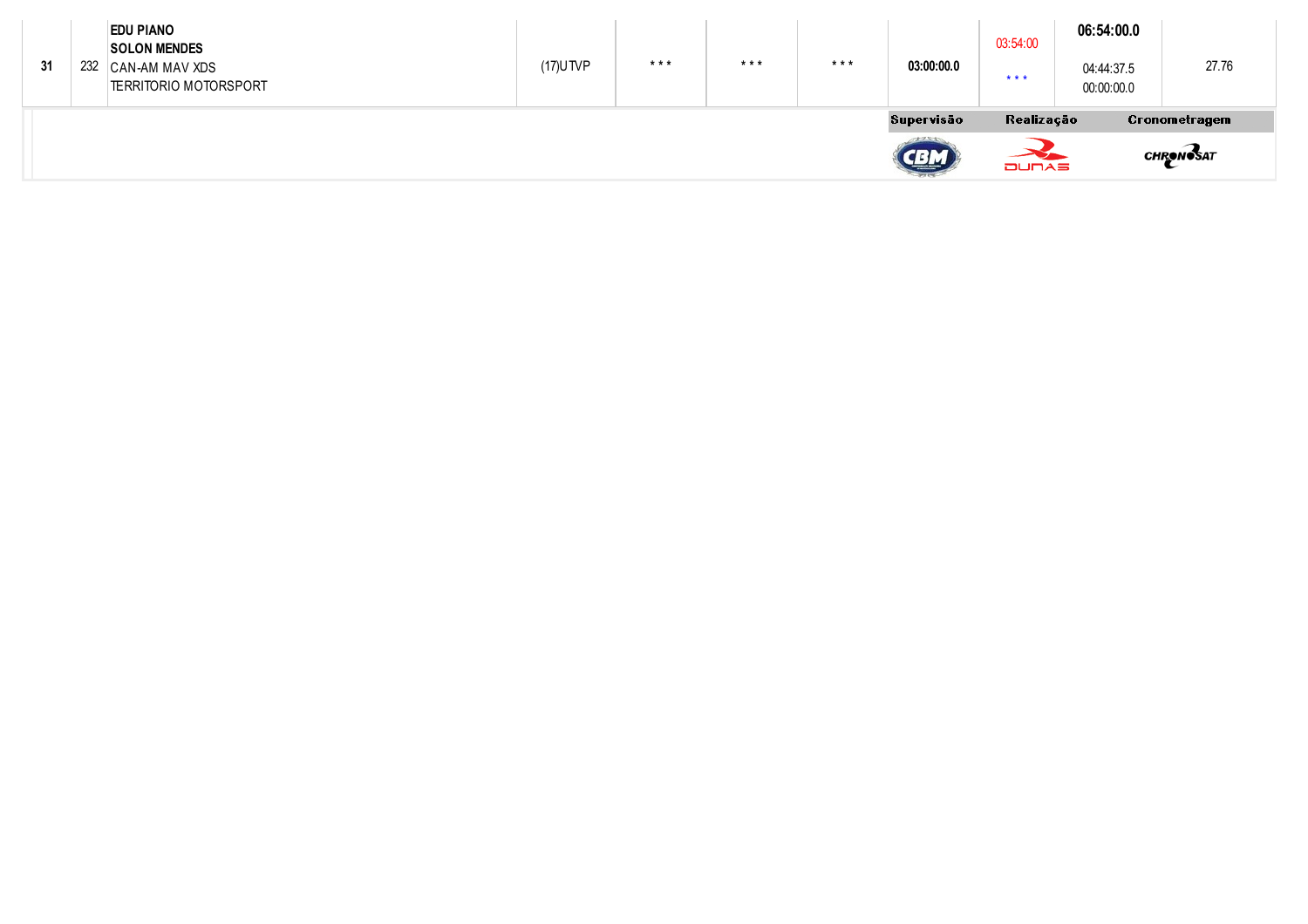| | | | | | | | | | | |
|---|---|---|---|---|---|---|---|---|---|---|
| 31 | 232 | **EDU PIANO**<br>**SOLON MENDES**<br>CAN-AM MAV XDS<br>TERRITORIO MOTORSPORT | (17)UTVP | * * * | * * * | * * * | **03:00:00.0** | 03:54:00<br>* * * | **06:54:00.0**<br>04:44:37.5<br>00:00:00.0 | 27.76 |

Supervisão | Realização | Cronometragem

CBM | DUNAS | CHRONOSAT